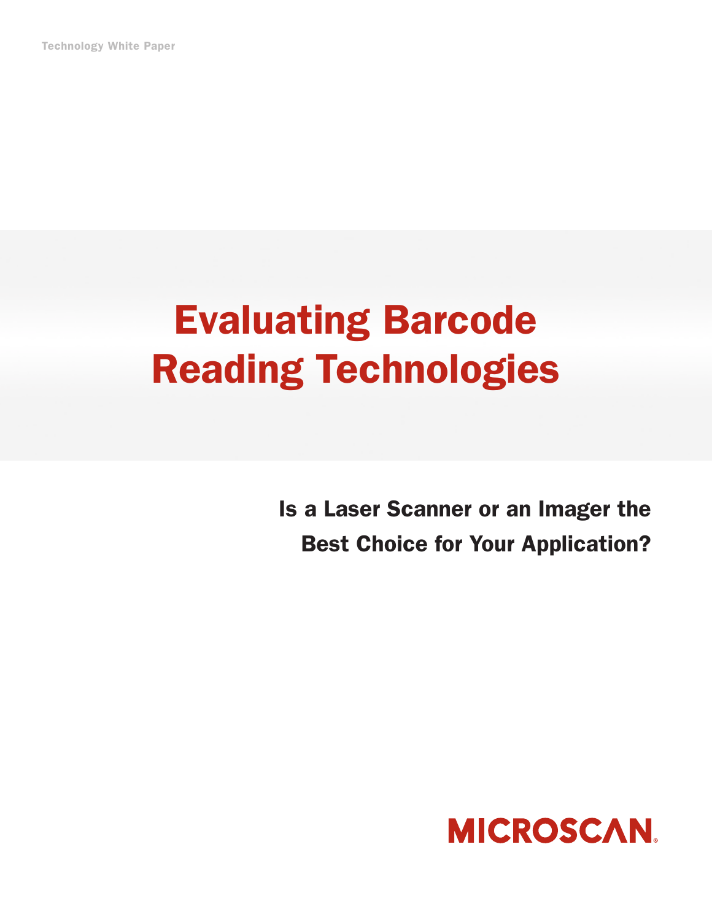Technology White Paper

# Evaluating Barcode Reading Technologies

## Is a Laser Scanner or an Imager the Best Choice for Your Application?

MICROSCAN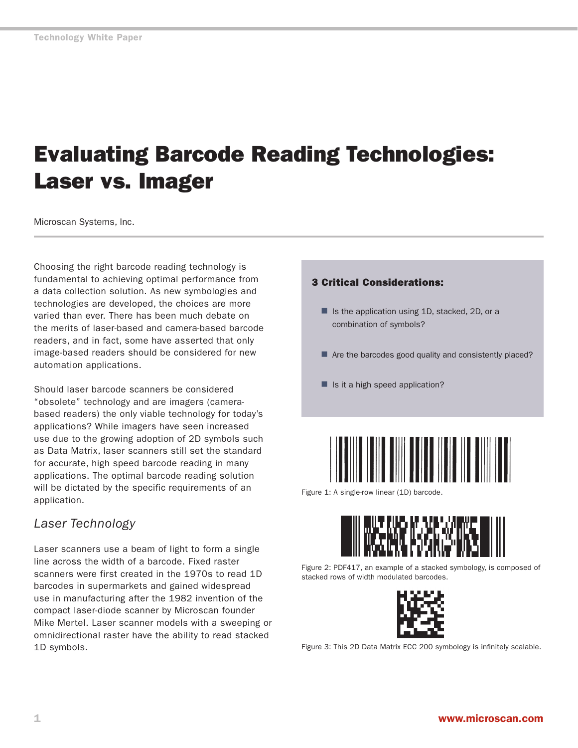# Evaluating Barcode Reading Technologies: Laser vs. Imager

Microscan Systems, Inc.

Choosing the right barcode reading technology is fundamental to achieving optimal performance from a data collection solution. As new symbologies and technologies are developed, the choices are more varied than ever. There has been much debate on the merits of laser-based and camera-based barcode readers, and in fact, some have asserted that only image-based readers should be considered for new automation applications.

Should laser barcode scanners be considered "obsolete" technology and are imagers (camera-based readers) the only viable technology for today's applications? While imagers have seen increased use due to the growing adoption of 2D symbols such as Data Matrix, laser scanners still set the standard for accurate, high speed barcode reading in many applications. The optimal barcode reading solution will be dictated by the specific requirements of an application.

## *Laser Technology*

Laser scanners use a beam of light to form a single line across the width of a barcode. Fixed raster scanners were first created in the 1970s to read 1D barcodes in supermarkets and gained widespread use in manufacturing after the 1982 invention of the compact laser-diode scanner by Microscan founder Mike Mertel. Laser scanner models with a sweeping or omnidirectional raster have the ability to read stacked 1D symbols.

**3 Critical Considerations:**

- Is the application using 1D, stacked, 2D, or a combination of symbols?
- Are the barcodes good quality and consistently placed?
- Is it a high speed application?

Figure 1: A single-row linear (1D) barcode.

Figure 2: PDF417, an example of a stacked symbology, is composed of stacked rows of width modulated barcodes.

Figure 3: This 2D Data Matrix ECC 200 symbology is infinitely scalable.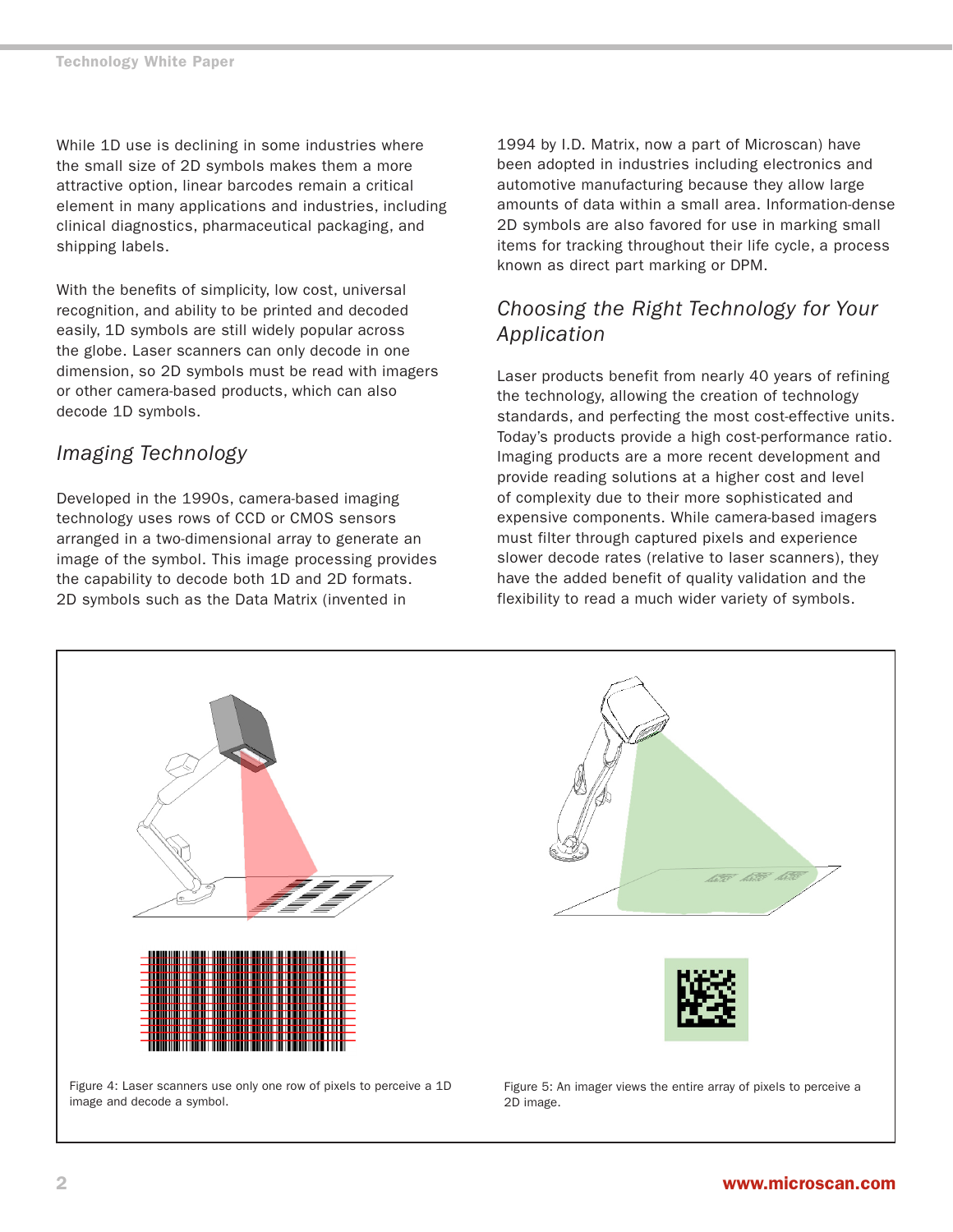While 1D use is declining in some industries where the small size of 2D symbols makes them a more attractive option, linear barcodes remain a critical element in many applications and industries, including clinical diagnostics, pharmaceutical packaging, and shipping labels.

With the benefits of simplicity, low cost, universal recognition, and ability to be printed and decoded easily, 1D symbols are still widely popular across the globe. Laser scanners can only decode in one dimension, so 2D symbols must be read with imagers or other camera-based products, which can also decode 1D symbols.

## *Imaging Technology*

Developed in the 1990s, camera-based imaging technology uses rows of CCD or CMOS sensors arranged in a two-dimensional array to generate an image of the symbol. This image processing provides the capability to decode both 1D and 2D formats. 2D symbols such as the Data Matrix (invented in 1994 by I.D. Matrix, now a part of Microscan) have been adopted in industries including electronics and automotive manufacturing because they allow large amounts of data within a small area. Information-dense 2D symbols are also favored for use in marking small items for tracking throughout their life cycle, a process known as direct part marking or DPM.

## *Choosing the Right Technology for Your Application*

Laser products benefit from nearly 40 years of refining the technology, allowing the creation of technology standards, and perfecting the most cost-effective units. Today's products provide a high cost-performance ratio. Imaging products are a more recent development and provide reading solutions at a higher cost and level of complexity due to their more sophisticated and expensive components. While camera-based imagers must filter through captured pixels and experience slower decode rates (relative to laser scanners), they have the added benefit of quality validation and the flexibility to read a much wider variety of symbols.

Figure 4: Laser scanners use only one row of pixels to perceive a 1D image and decode a symbol.

Figure 5: An imager views the entire array of pixels to perceive a 2D image.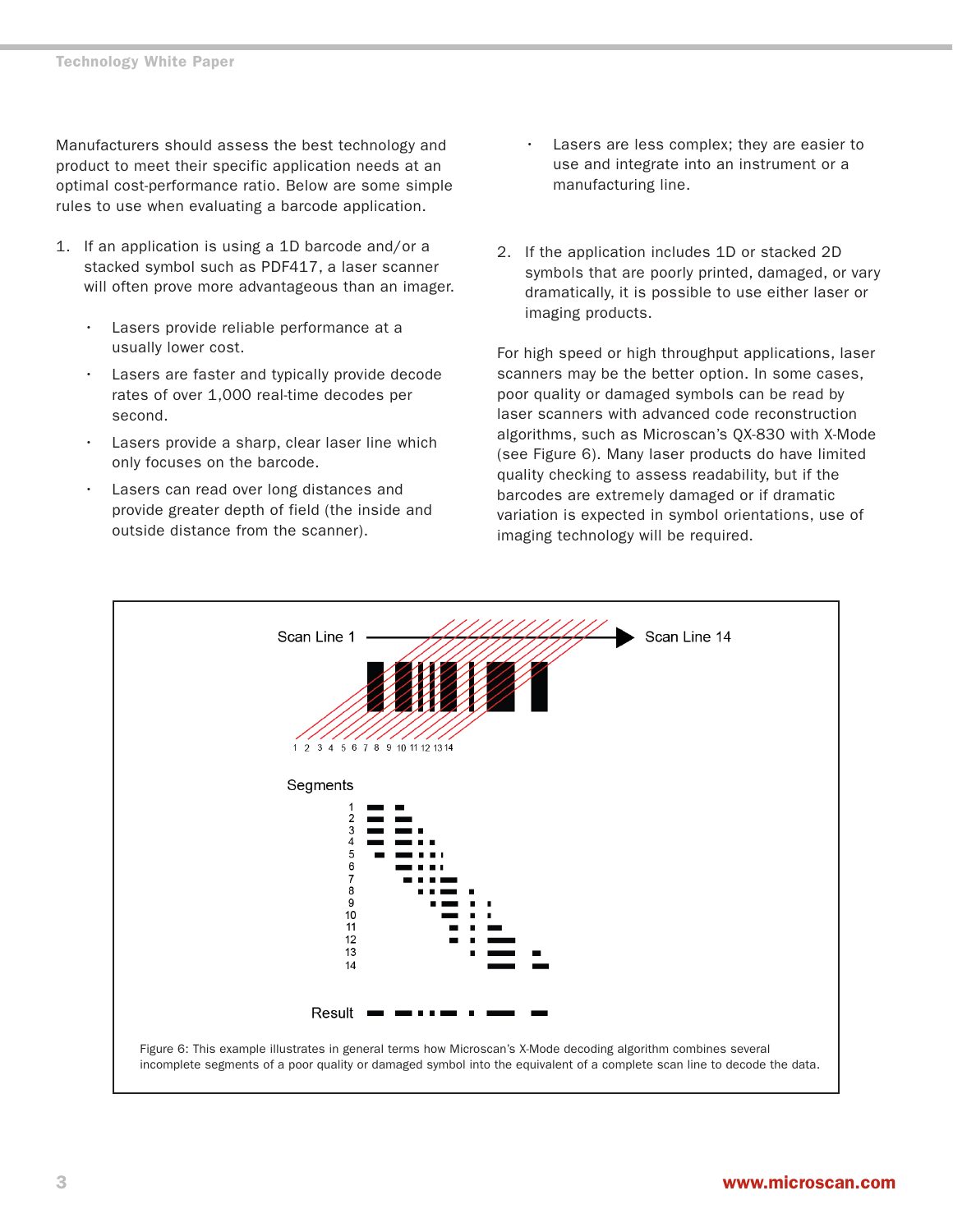Manufacturers should assess the best technology and product to meet their specific application needs at an optimal cost-performance ratio. Below are some simple rules to use when evaluating a barcode application.

1. If an application is using a 1D barcode and/or a stacked symbol such as PDF417, a laser scanner will often prove more advantageous than an imager.

   - Lasers provide reliable performance at a usually lower cost.
   - Lasers are faster and typically provide decode rates of over 1,000 real-time decodes per second.
   - Lasers provide a sharp, clear laser line which only focuses on the barcode.
   - Lasers can read over long distances and provide greater depth of field (the inside and outside distance from the scanner).
   - Lasers are less complex; they are easier to use and integrate into an instrument or a manufacturing line.

2. If the application includes 1D or stacked 2D symbols that are poorly printed, damaged, or vary dramatically, it is possible to use either laser or imaging products.

For high speed or high throughput applications, laser scanners may be the better option. In some cases, poor quality or damaged symbols can be read by laser scanners with advanced code reconstruction algorithms, such as Microscan's QX-830 with X-Mode (see Figure 6). Many laser products do have limited quality checking to assess readability, but if the barcodes are extremely damaged or if dramatic variation is expected in symbol orientations, use of imaging technology will be required.

Figure 6: This example illustrates in general terms how Microscan's X-Mode decoding algorithm combines several incomplete segments of a poor quality or damaged symbol into the equivalent of a complete scan line to decode the data.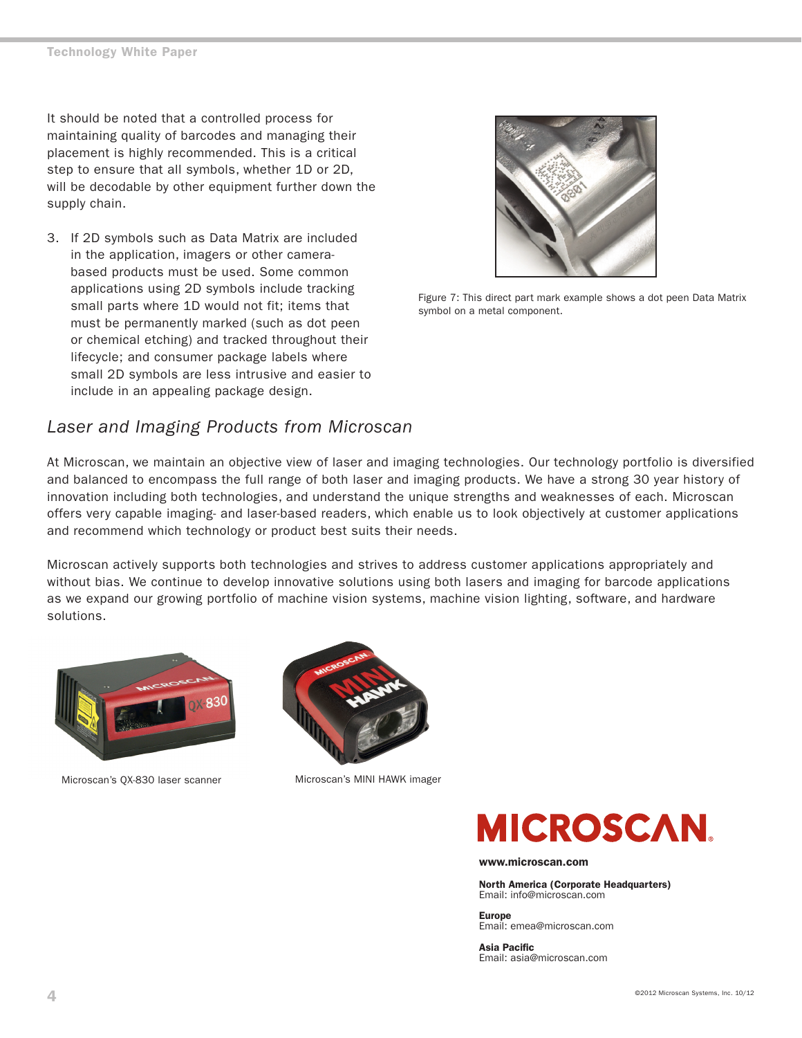It should be noted that a controlled process for maintaining quality of barcodes and managing their placement is highly recommended. This is a critical step to ensure that all symbols, whether 1D or 2D, will be decodable by other equipment further down the supply chain.

3. If 2D symbols such as Data Matrix are included in the application, imagers or other camera-based products must be used. Some common applications using 2D symbols include tracking small parts where 1D would not fit; items that must be permanently marked (such as dot peen or chemical etching) and tracked throughout their lifecycle; and consumer package labels where small 2D symbols are less intrusive and easier to include in an appealing package design.

Figure 7: This direct part mark example shows a dot peen Data Matrix symbol on a metal component.

## *Laser and Imaging Products from Microscan*

At Microscan, we maintain an objective view of laser and imaging technologies. Our technology portfolio is diversified and balanced to encompass the full range of both laser and imaging products. We have a strong 30 year history of innovation including both technologies, and understand the unique strengths and weaknesses of each. Microscan offers very capable imaging- and laser-based readers, which enable us to look objectively at customer applications and recommend which technology or product best suits their needs.

Microscan actively supports both technologies and strives to address customer applications appropriately and without bias. We continue to develop innovative solutions using both lasers and imaging for barcode applications as we expand our growing portfolio of machine vision systems, machine vision lighting, software, and hardware solutions.

Microscan's QX-830 laser scanner

Microscan's MINI HAWK imager

**MICROSCAN.**

**www.microscan.com**

**North America (Corporate Headquarters)**
Email: info@microscan.com

**Europe**
Email: emea@microscan.com

**Asia Pacific**
Email: asia@microscan.com

©2012 Microscan Systems, Inc. 10/12